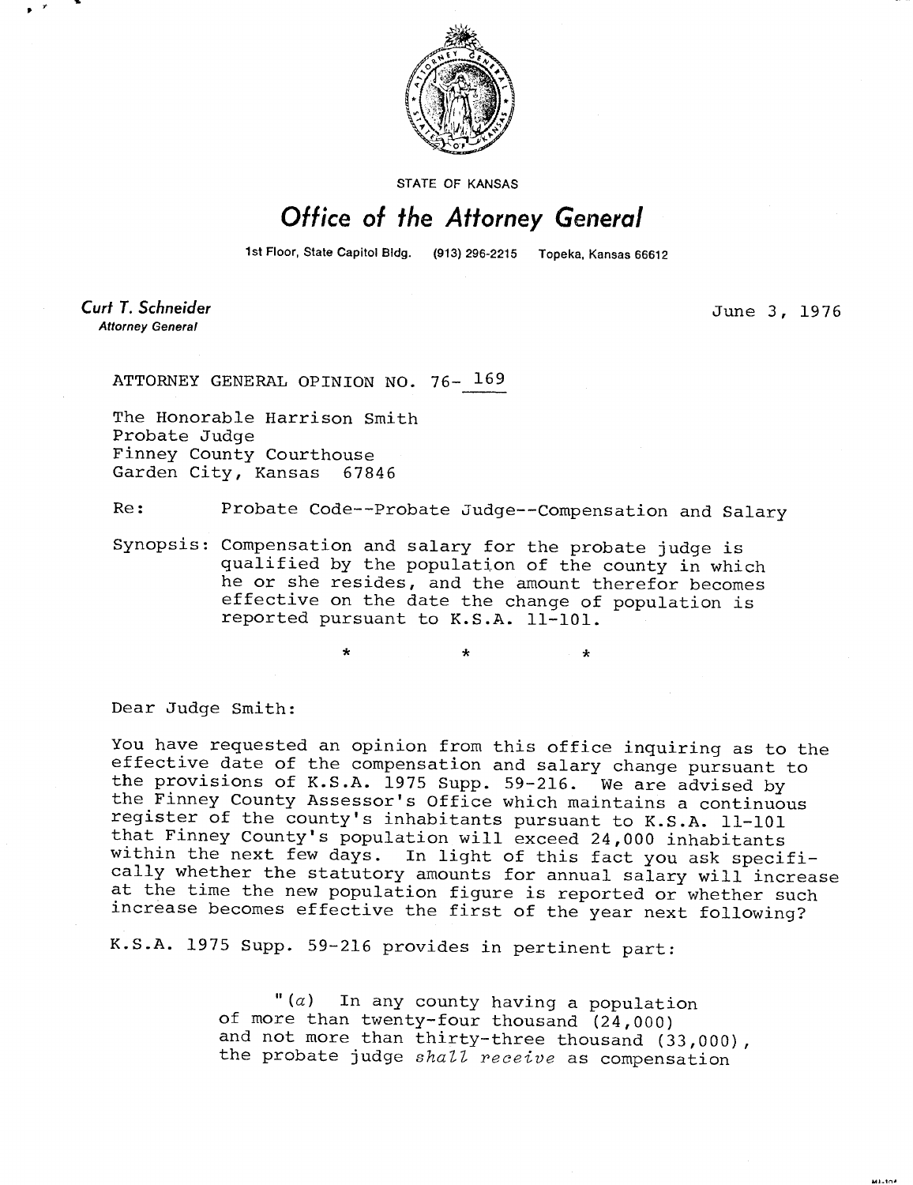STATE OF KANSAS

# Office of the Attorney General

1st Floor, State Capitol Bldg. (913) 296-2215 Topeka, Kansas 66612

**Curt T. Schneider**
*Attorney General*

June 3, 1976

ATTORNEY GENERAL OPINION NO. 76- 169

The Honorable Harrison Smith
Probate Judge
Finney County Courthouse
Garden City, Kansas 67846

Re: Probate Code--Probate Judge--Compensation and Salary

Synopsis: Compensation and salary for the probate judge is qualified by the population of the county in which he or she resides, and the amount therefor becomes effective on the date the change of population is reported pursuant to K.S.A. 11-101.

\* \* \*

Dear Judge Smith:

You have requested an opinion from this office inquiring as to the effective date of the compensation and salary change pursuant to the provisions of K.S.A. 1975 Supp. 59-216. We are advised by the Finney County Assessor's Office which maintains a continuous register of the county's inhabitants pursuant to K.S.A. 11-101 that Finney County's population will exceed 24,000 inhabitants within the next few days. In light of this fact you ask specifically whether the statutory amounts for annual salary will increase at the time the new population figure is reported or whether such increase becomes effective the first of the year next following?

K.S.A. 1975 Supp. 59-216 provides in pertinent part:

> "(*a*) In any county having a population of more than twenty-four thousand (24,000) and not more than thirty-three thousand (33,000), the probate judge *shall receive* as compensation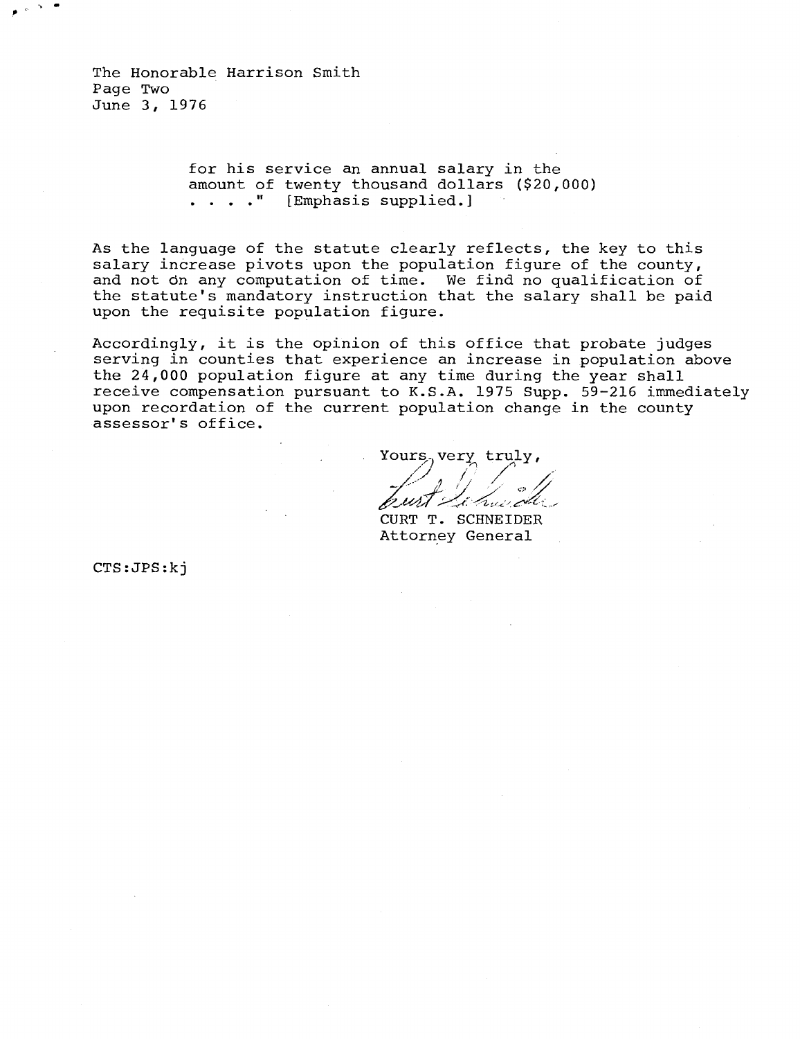> for his service an annual salary in the amount of twenty thousand dollars ($20,000) . . . ." [Emphasis supplied.]

As the language of the statute clearly reflects, the key to this salary increase pivots upon the population figure of the county, and not on any computation of time. We find no qualification of the statute's mandatory instruction that the salary shall be paid upon the requisite population figure.

Accordingly, it is the opinion of this office that probate judges serving in counties that experience an increase in population above the 24,000 population figure at any time during the year shall receive compensation pursuant to K.S.A. 1975 Supp. 59-216 immediately upon recordation of the current population change in the county assessor's office.

Yours very truly,

CURT T. SCHNEIDER
Attorney General

CTS:JPS:kj